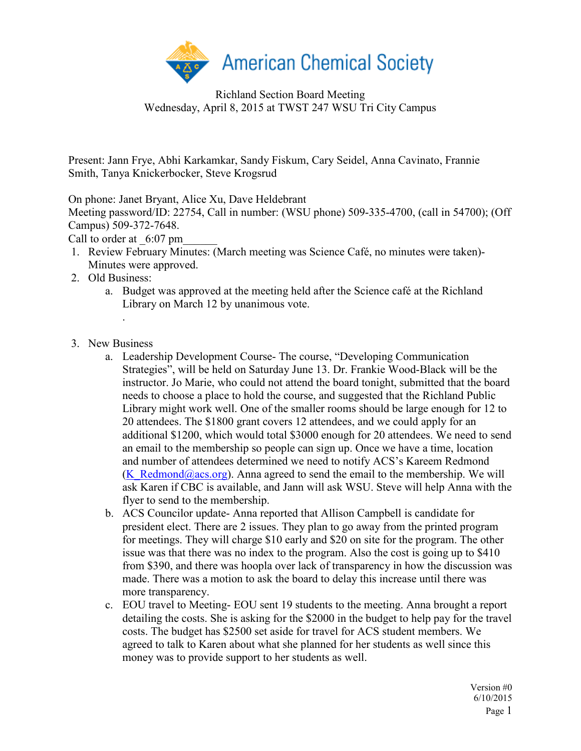American Chemical Society

Richland Section Board Meeting
Wednesday, April 8, 2015 at TWST 247 WSU Tri City Campus

Present: Jann Frye, Abhi Karkamkar, Sandy Fiskum, Cary Seidel, Anna Cavinato, Frannie Smith, Tanya Knickerbocker, Steve Krogsrud

On phone: Janet Bryant, Alice Xu, Dave Heldebrant
Meeting password/ID: 22754, Call in number: (WSU phone) 509-335-4700, (call in 54700); (Off Campus) 509-372-7648.
Call to order at _6:07 pm______

1. Review February Minutes: (March meeting was Science Café, no minutes were taken)- Minutes were approved.
2. Old Business:
   a. Budget was approved at the meeting held after the Science café at the Richland Library on March 12 by unanimous vote.
      .
3. New Business
   a. Leadership Development Course- The course, "Developing Communication Strategies", will be held on Saturday June 13. Dr. Frankie Wood-Black will be the instructor. Jo Marie, who could not attend the board tonight, submitted that the board needs to choose a place to hold the course, and suggested that the Richland Public Library might work well. One of the smaller rooms should be large enough for 12 to 20 attendees. The $1800 grant covers 12 attendees, and we could apply for an additional $1200, which would total $3000 enough for 20 attendees. We need to send an email to the membership so people can sign up. Once we have a time, location and number of attendees determined we need to notify ACS's Kareem Redmond (K_Redmond@acs.org). Anna agreed to send the email to the membership. We will ask Karen if CBC is available, and Jann will ask WSU. Steve will help Anna with the flyer to send to the membership.
   b. ACS Councilor update- Anna reported that Allison Campbell is candidate for president elect. There are 2 issues. They plan to go away from the printed program for meetings. They will charge $10 early and $20 on site for the program. The other issue was that there was no index to the program. Also the cost is going up to $410 from $390, and there was hoopla over lack of transparency in how the discussion was made. There was a motion to ask the board to delay this increase until there was more transparency.
   c. EOU travel to Meeting- EOU sent 19 students to the meeting. Anna brought a report detailing the costs. She is asking for the $2000 in the budget to help pay for the travel costs. The budget has $2500 set aside for travel for ACS student members. We agreed to talk to Karen about what she planned for her students as well since this money was to provide support to her students as well.

Version #0
6/10/2015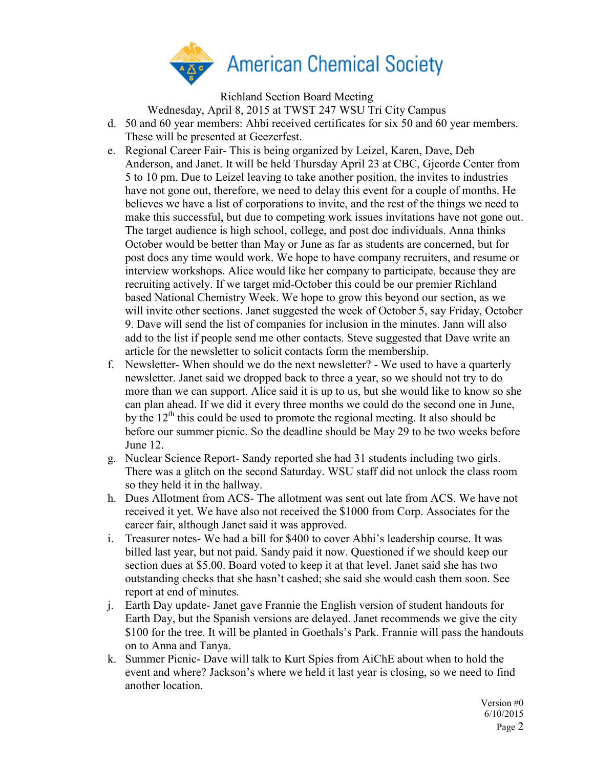Richland Section Board Meeting

Wednesday, April 8, 2015 at TWST 247 WSU Tri City Campus

d. 50 and 60 year members: Ahbi received certificates for six 50 and 60 year members. These will be presented at Geezerfest.

e. Regional Career Fair- This is being organized by Leizel, Karen, Dave, Deb Anderson, and Janet. It will be held Thursday April 23 at CBC, Gjeorde Center from 5 to 10 pm. Due to Leizel leaving to take another position, the invites to industries have not gone out, therefore, we need to delay this event for a couple of months. He believes we have a list of corporations to invite, and the rest of the things we need to make this successful, but due to competing work issues invitations have not gone out. The target audience is high school, college, and post doc individuals. Anna thinks October would be better than May or June as far as students are concerned, but for post docs any time would work. We hope to have company recruiters, and resume or interview workshops. Alice would like her company to participate, because they are recruiting actively. If we target mid-October this could be our premier Richland based National Chemistry Week. We hope to grow this beyond our section, as we will invite other sections. Janet suggested the week of October 5, say Friday, October 9. Dave will send the list of companies for inclusion in the minutes. Jann will also add to the list if people send me other contacts. Steve suggested that Dave write an article for the newsletter to solicit contacts form the membership.

f. Newsletter- When should we do the next newsletter? - We used to have a quarterly newsletter. Janet said we dropped back to three a year, so we should not try to do more than we can support. Alice said it is up to us, but she would like to know so she can plan ahead. If we did it every three months we could do the second one in June, by the 12th this could be used to promote the regional meeting. It also should be before our summer picnic. So the deadline should be May 29 to be two weeks before June 12.

g. Nuclear Science Report- Sandy reported she had 31 students including two girls. There was a glitch on the second Saturday. WSU staff did not unlock the class room so they held it in the hallway.

h. Dues Allotment from ACS- The allotment was sent out late from ACS. We have not received it yet. We have also not received the $1000 from Corp. Associates for the career fair, although Janet said it was approved.

i. Treasurer notes- We had a bill for $400 to cover Abhi's leadership course. It was billed last year, but not paid. Sandy paid it now. Questioned if we should keep our section dues at $5.00. Board voted to keep it at that level. Janet said she has two outstanding checks that she hasn't cashed; she said she would cash them soon. See report at end of minutes.

j. Earth Day update- Janet gave Frannie the English version of student handouts for Earth Day, but the Spanish versions are delayed. Janet recommends we give the city $100 for the tree. It will be planted in Goethals's Park. Frannie will pass the handouts on to Anna and Tanya.

k. Summer Picnic- Dave will talk to Kurt Spies from AiChE about when to hold the event and where? Jackson's where we held it last year is closing, so we need to find another location.

Version #0
6/10/2015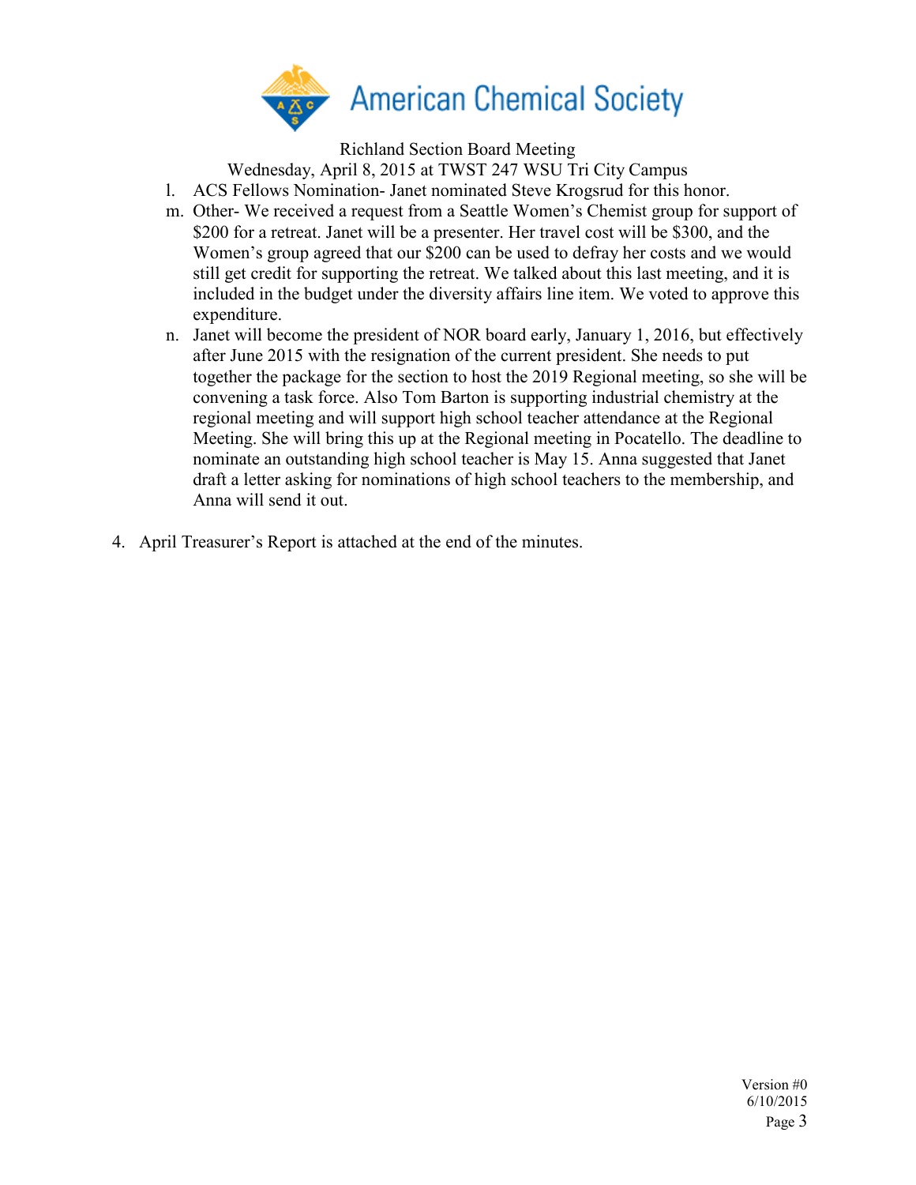Richland Section Board Meeting

Wednesday, April 8, 2015 at TWST 247 WSU Tri City Campus

l. ACS Fellows Nomination- Janet nominated Steve Krogsrud for this honor.

m. Other- We received a request from a Seattle Women's Chemist group for support of $200 for a retreat. Janet will be a presenter. Her travel cost will be $300, and the Women's group agreed that our $200 can be used to defray her costs and we would still get credit for supporting the retreat. We talked about this last meeting, and it is included in the budget under the diversity affairs line item. We voted to approve this expenditure.

n. Janet will become the president of NOR board early, January 1, 2016, but effectively after June 2015 with the resignation of the current president. She needs to put together the package for the section to host the 2019 Regional meeting, so she will be convening a task force. Also Tom Barton is supporting industrial chemistry at the regional meeting and will support high school teacher attendance at the Regional Meeting. She will bring this up at the Regional meeting in Pocatello. The deadline to nominate an outstanding high school teacher is May 15. Anna suggested that Janet draft a letter asking for nominations of high school teachers to the membership, and Anna will send it out.

4. April Treasurer's Report is attached at the end of the minutes.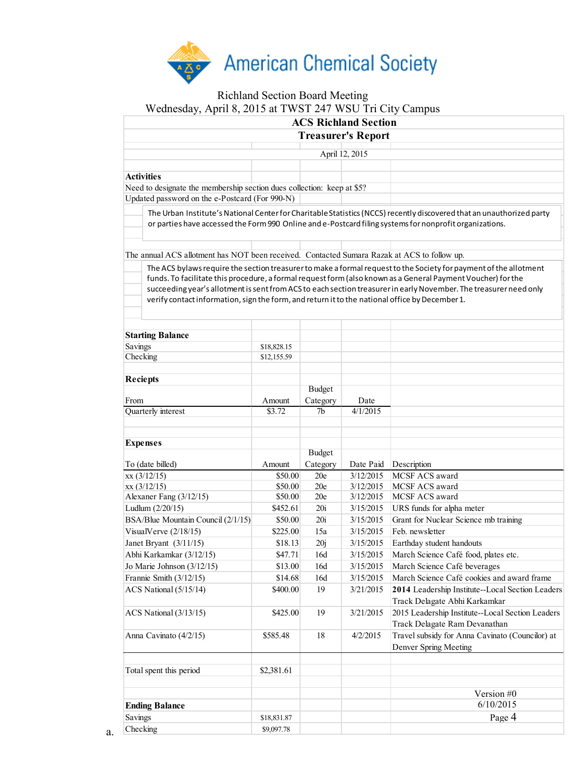American Chemical Society

Richland Section Board Meeting
Wednesday, April 8, 2015 at TWST 247 WSU Tri City Campus

## ACS Richland Section
## Treasurer's Report

April 12, 2015

**Activities**

Need to designate the membership section dues collection: keep at $5?

Updated password on the e-Postcard (For 990-N)

> The Urban Institute's National Center for Charitable Statistics (NCCS) recently discovered that an unauthorized party or parties have accessed the Form 990 Online and e-Postcard filing systems for nonprofit organizations.

The annual ACS allotment has NOT been received. Contacted Sumara Razak at ACS to follow up.

> The ACS bylaws require the section treasurer to make a formal request to the Society for payment of the allotment funds. To facilitate this procedure, a formal request form (also known as a General Payment Voucher) for the succeeding year's allotment is sent from ACS to each section treasurer in early November. The treasurer need only verify contact information, sign the form, and return it to the national office by December 1.

**Starting Balance**

| | |
|---|---|
| Savings | $18,828.15 |
| Checking | $12,155.59 |

**Reciepts**

| From | Amount | Budget Category | Date |
|---|---|---|---|
| Quarterly interest | $3.72 | 7b | 4/1/2015 |

**Expenses**

| To (date billed) | Amount | Budget Category | Date Paid | Description |
|---|---|---|---|---|
| xx (3/12/15) | $50.00 | 20e | 3/12/2015 | MCSF ACS award |
| xx (3/12/15) | $50.00 | 20e | 3/12/2015 | MCSF ACS award |
| Alexaner Fang (3/12/15) | $50.00 | 20e | 3/12/2015 | MCSF ACS award |
| Ludlum (2/20/15) | $452.61 | 20i | 3/15/2015 | URS funds for alpha meter |
| BSA/Blue Mountain Council (2/1/15) | $50.00 | 20i | 3/15/2015 | Grant for Nuclear Science mb training |
| VisualVerve (2/18/15) | $225.00 | 15a | 3/15/2015 | Feb. newsletter |
| Janet Bryant (3/11/15) | $18.13 | 20j | 3/15/2015 | Earthday student handouts |
| Abhi Karkamkar (3/12/15) | $47.71 | 16d | 3/15/2015 | March Science Café food, plates etc. |
| Jo Marie Johnson (3/12/15) | $13.00 | 16d | 3/15/2015 | March Science Café beverages |
| Frannie Smith (3/12/15) | $14.68 | 16d | 3/15/2015 | March Science Café cookies and award frame |
| ACS National (5/15/14) | $400.00 | 19 | 3/21/2015 | **2014** Leadership Institute--Local Section Leaders Track Delagate Abhi Karkamkar |
| ACS National (3/13/15) | $425.00 | 19 | 3/21/2015 | 2015 Leadership Institute--Local Section Leaders Track Delagate Ram Devanathan |
| Anna Cavinato (4/2/15) | $585.48 | 18 | 4/2/2015 | Travel subsidy for Anna Cavinato (Councilor) at Denver Spring Meeting |
| | | | | |
| Total spent this period | $2,381.61 | | | |

Version #0
6/10/2015

**Ending Balance**

| | |
|---|---|
| Savings | $18,831.87 |
| Checking | $9,097.78 |

a.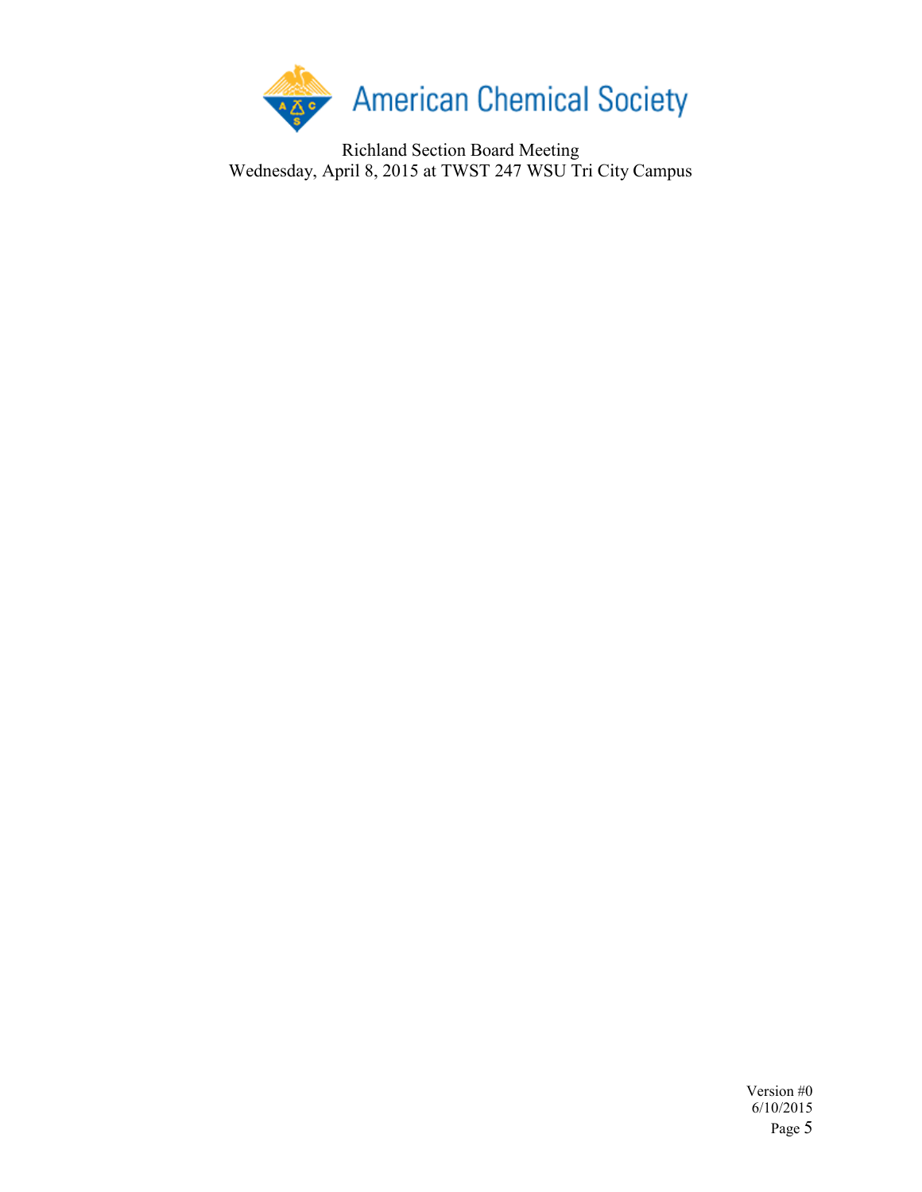American Chemical Society

Richland Section Board Meeting
Wednesday, April 8, 2015 at TWST 247 WSU Tri City Campus